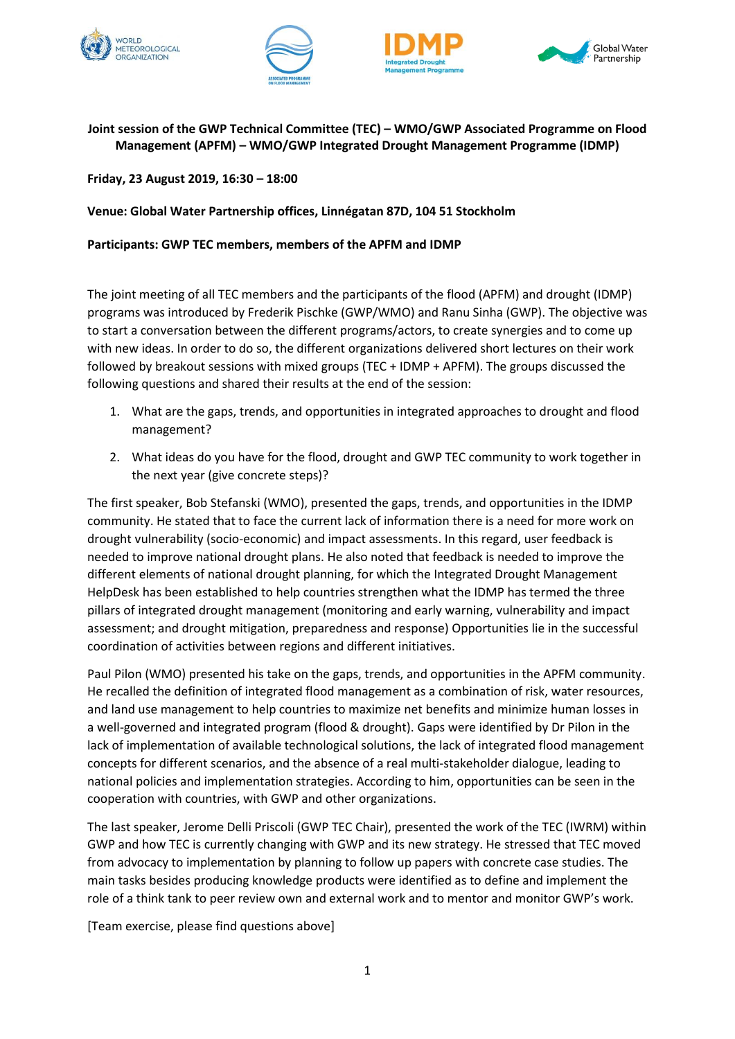**Joint session of the GWP Technical Committee (TEC) – WMO/GWP Associated Programme on Flood Management (APFM) – WMO/GWP Integrated Drought Management Programme (IDMP)**

**Friday, 23 August 2019, 16:30 – 18:00**

**Venue: Global Water Partnership offices, Linnégatan 87D, 104 51 Stockholm**

**Participants: GWP TEC members, members of the APFM and IDMP**

The joint meeting of all TEC members and the participants of the flood (APFM) and drought (IDMP) programs was introduced by Frederik Pischke (GWP/WMO) and Ranu Sinha (GWP). The objective was to start a conversation between the different programs/actors, to create synergies and to come up with new ideas. In order to do so, the different organizations delivered short lectures on their work followed by breakout sessions with mixed groups (TEC + IDMP + APFM). The groups discussed the following questions and shared their results at the end of the session:

1. What are the gaps, trends, and opportunities in integrated approaches to drought and flood management?
2. What ideas do you have for the flood, drought and GWP TEC community to work together in the next year (give concrete steps)?

The first speaker, Bob Stefanski (WMO), presented the gaps, trends, and opportunities in the IDMP community. He stated that to face the current lack of information there is a need for more work on drought vulnerability (socio-economic) and impact assessments. In this regard, user feedback is needed to improve national drought plans. He also noted that feedback is needed to improve the different elements of national drought planning, for which the Integrated Drought Management HelpDesk has been established to help countries strengthen what the IDMP has termed the three pillars of integrated drought management (monitoring and early warning, vulnerability and impact assessment; and drought mitigation, preparedness and response) Opportunities lie in the successful coordination of activities between regions and different initiatives.

Paul Pilon (WMO) presented his take on the gaps, trends, and opportunities in the APFM community. He recalled the definition of integrated flood management as a combination of risk, water resources, and land use management to help countries to maximize net benefits and minimize human losses in a well-governed and integrated program (flood & drought). Gaps were identified by Dr Pilon in the lack of implementation of available technological solutions, the lack of integrated flood management concepts for different scenarios, and the absence of a real multi-stakeholder dialogue, leading to national policies and implementation strategies. According to him, opportunities can be seen in the cooperation with countries, with GWP and other organizations.

The last speaker, Jerome Delli Priscoli (GWP TEC Chair), presented the work of the TEC (IWRM) within GWP and how TEC is currently changing with GWP and its new strategy. He stressed that TEC moved from advocacy to implementation by planning to follow up papers with concrete case studies. The main tasks besides producing knowledge products were identified as to define and implement the role of a think tank to peer review own and external work and to mentor and monitor GWP's work.

[Team exercise, please find questions above]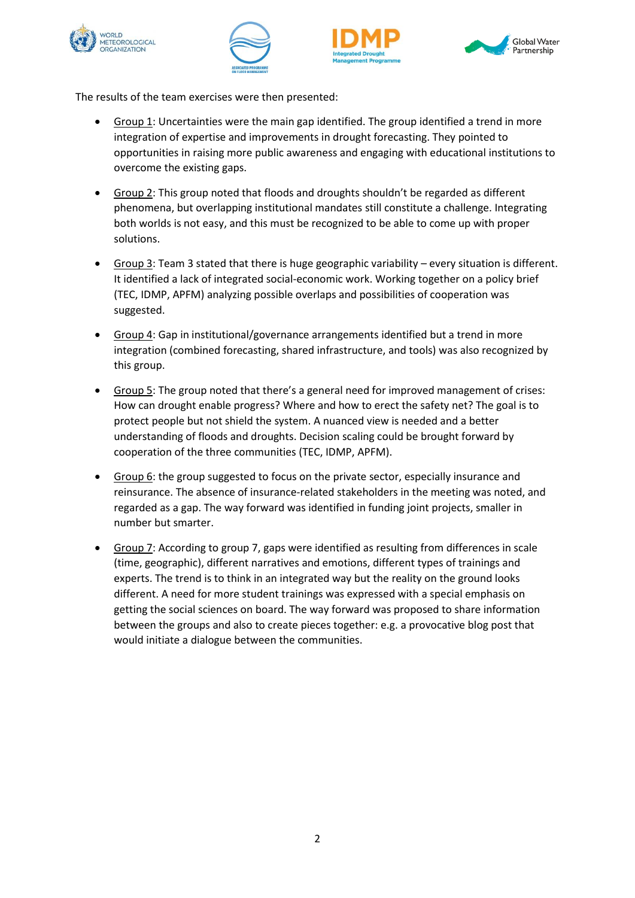The results of the team exercises were then presented:

- <u>Group 1</u>: Uncertainties were the main gap identified. The group identified a trend in more integration of expertise and improvements in drought forecasting. They pointed to opportunities in raising more public awareness and engaging with educational institutions to overcome the existing gaps.

- <u>Group 2</u>: This group noted that floods and droughts shouldn't be regarded as different phenomena, but overlapping institutional mandates still constitute a challenge. Integrating both worlds is not easy, and this must be recognized to be able to come up with proper solutions.

- <u>Group 3</u>: Team 3 stated that there is huge geographic variability – every situation is different. It identified a lack of integrated social-economic work. Working together on a policy brief (TEC, IDMP, APFM) analyzing possible overlaps and possibilities of cooperation was suggested.

- <u>Group 4</u>: Gap in institutional/governance arrangements identified but a trend in more integration (combined forecasting, shared infrastructure, and tools) was also recognized by this group.

- <u>Group 5</u>: The group noted that there's a general need for improved management of crises: How can drought enable progress? Where and how to erect the safety net? The goal is to protect people but not shield the system. A nuanced view is needed and a better understanding of floods and droughts. Decision scaling could be brought forward by cooperation of the three communities (TEC, IDMP, APFM).

- <u>Group 6</u>: the group suggested to focus on the private sector, especially insurance and reinsurance. The absence of insurance-related stakeholders in the meeting was noted, and regarded as a gap. The way forward was identified in funding joint projects, smaller in number but smarter.

- <u>Group 7</u>: According to group 7, gaps were identified as resulting from differences in scale (time, geographic), different narratives and emotions, different types of trainings and experts. The trend is to think in an integrated way but the reality on the ground looks different. A need for more student trainings was expressed with a special emphasis on getting the social sciences on board. The way forward was proposed to share information between the groups and also to create pieces together: e.g. a provocative blog post that would initiate a dialogue between the communities.